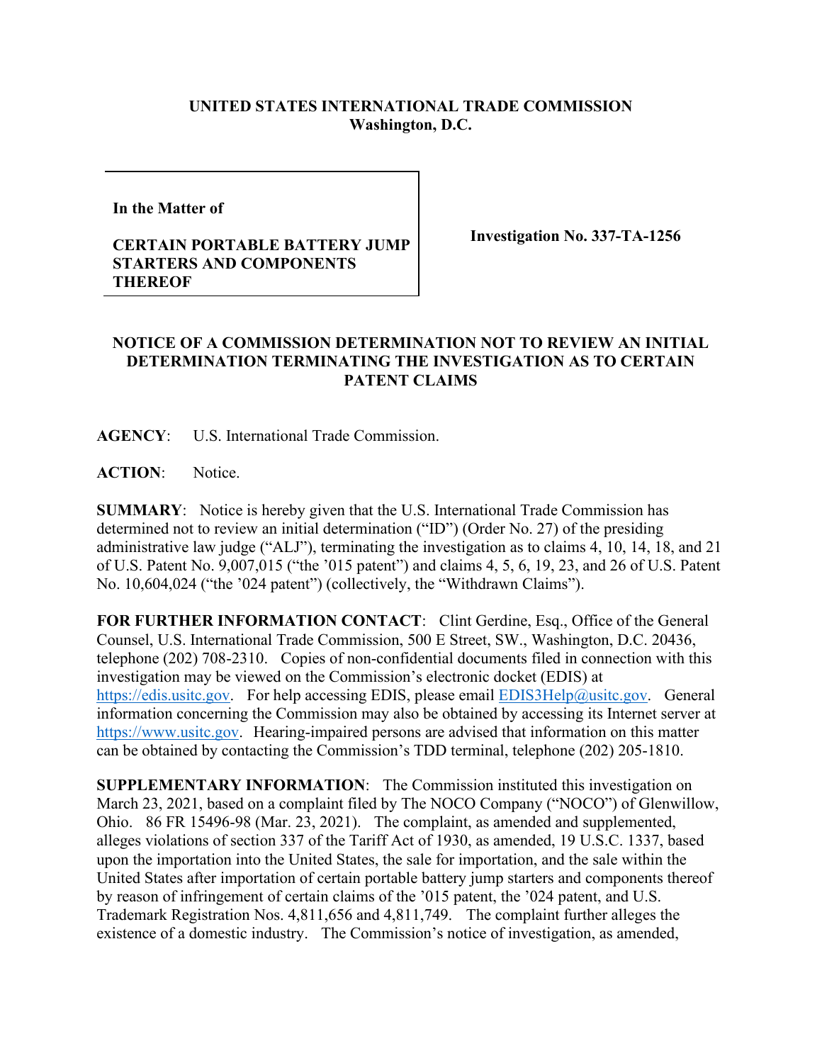**UNITED STATES INTERNATIONAL TRADE COMMISSION**
**Washington, D.C.**

| In the Matter of<br><br>**CERTAIN PORTABLE BATTERY JUMP STARTERS AND COMPONENTS THEREOF** | **Investigation No. 337-TA-1256** |
| --- | --- |

**NOTICE OF A COMMISSION DETERMINATION NOT TO REVIEW AN INITIAL DETERMINATION TERMINATING THE INVESTIGATION AS TO CERTAIN PATENT CLAIMS**

**AGENCY**: U.S. International Trade Commission.

**ACTION**: Notice.

**SUMMARY**: Notice is hereby given that the U.S. International Trade Commission has determined not to review an initial determination ("ID") (Order No. 27) of the presiding administrative law judge ("ALJ"), terminating the investigation as to claims 4, 10, 14, 18, and 21 of U.S. Patent No. 9,007,015 ("the '015 patent") and claims 4, 5, 6, 19, 23, and 26 of U.S. Patent No. 10,604,024 ("the '024 patent") (collectively, the "Withdrawn Claims").

**FOR FURTHER INFORMATION CONTACT**: Clint Gerdine, Esq., Office of the General Counsel, U.S. International Trade Commission, 500 E Street, SW., Washington, D.C. 20436, telephone (202) 708-2310. Copies of non-confidential documents filed in connection with this investigation may be viewed on the Commission's electronic docket (EDIS) at https://edis.usitc.gov. For help accessing EDIS, please email EDIS3Help@usitc.gov. General information concerning the Commission may also be obtained by accessing its Internet server at https://www.usitc.gov. Hearing-impaired persons are advised that information on this matter can be obtained by contacting the Commission's TDD terminal, telephone (202) 205-1810.

**SUPPLEMENTARY INFORMATION**: The Commission instituted this investigation on March 23, 2021, based on a complaint filed by The NOCO Company ("NOCO") of Glenwillow, Ohio. 86 FR 15496-98 (Mar. 23, 2021). The complaint, as amended and supplemented, alleges violations of section 337 of the Tariff Act of 1930, as amended, 19 U.S.C. 1337, based upon the importation into the United States, the sale for importation, and the sale within the United States after importation of certain portable battery jump starters and components thereof by reason of infringement of certain claims of the '015 patent, the '024 patent, and U.S. Trademark Registration Nos. 4,811,656 and 4,811,749. The complaint further alleges the existence of a domestic industry. The Commission's notice of investigation, as amended,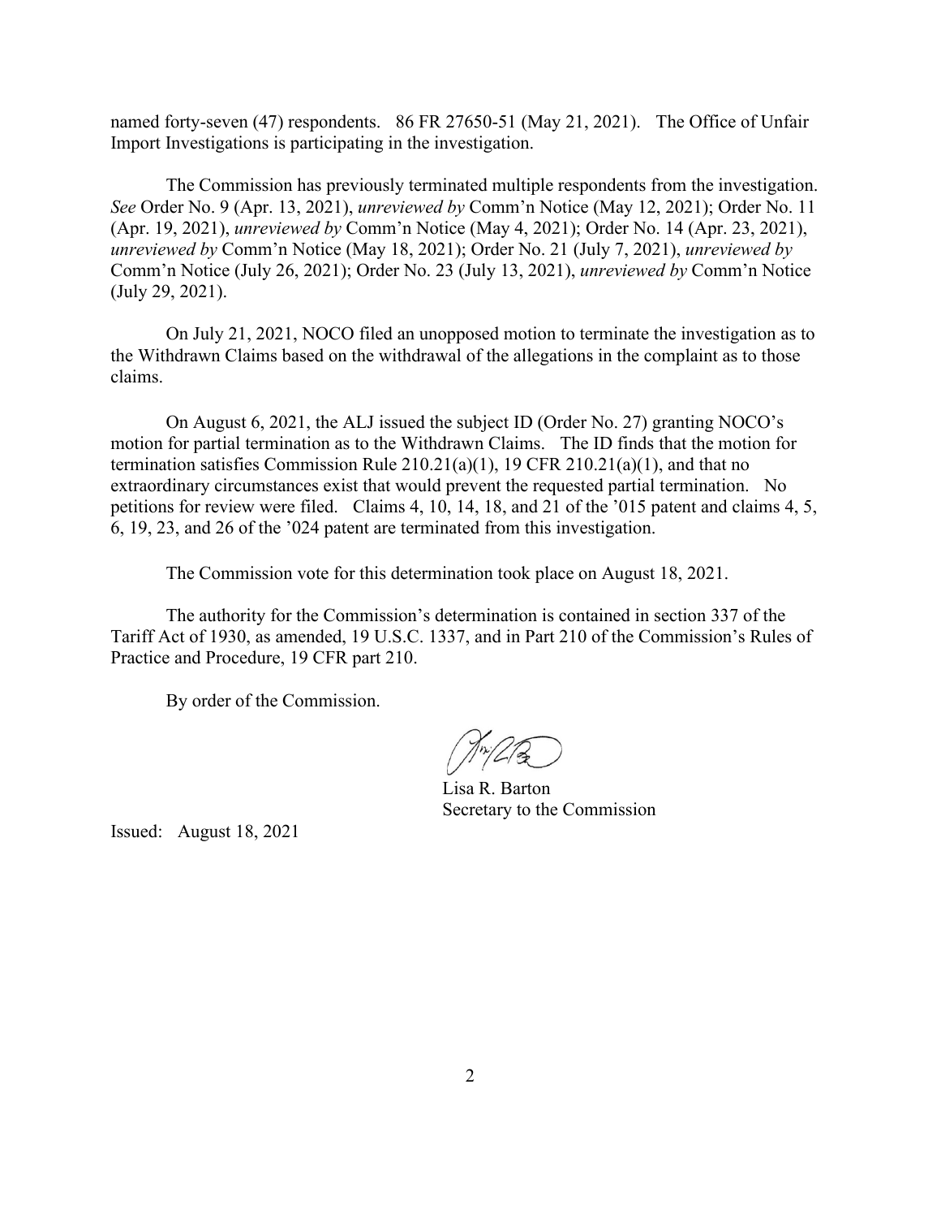named forty-seven (47) respondents. 86 FR 27650-51 (May 21, 2021). The Office of Unfair Import Investigations is participating in the investigation.

The Commission has previously terminated multiple respondents from the investigation. *See* Order No. 9 (Apr. 13, 2021), *unreviewed by* Comm'n Notice (May 12, 2021); Order No. 11 (Apr. 19, 2021), *unreviewed by* Comm'n Notice (May 4, 2021); Order No. 14 (Apr. 23, 2021), *unreviewed by* Comm'n Notice (May 18, 2021); Order No. 21 (July 7, 2021), *unreviewed by* Comm'n Notice (July 26, 2021); Order No. 23 (July 13, 2021), *unreviewed by* Comm'n Notice (July 29, 2021).

On July 21, 2021, NOCO filed an unopposed motion to terminate the investigation as to the Withdrawn Claims based on the withdrawal of the allegations in the complaint as to those claims.

On August 6, 2021, the ALJ issued the subject ID (Order No. 27) granting NOCO's motion for partial termination as to the Withdrawn Claims. The ID finds that the motion for termination satisfies Commission Rule 210.21(a)(1), 19 CFR 210.21(a)(1), and that no extraordinary circumstances exist that would prevent the requested partial termination. No petitions for review were filed. Claims 4, 10, 14, 18, and 21 of the '015 patent and claims 4, 5, 6, 19, 23, and 26 of the '024 patent are terminated from this investigation.

The Commission vote for this determination took place on August 18, 2021.

The authority for the Commission's determination is contained in section 337 of the Tariff Act of 1930, as amended, 19 U.S.C. 1337, and in Part 210 of the Commission's Rules of Practice and Procedure, 19 CFR part 210.

By order of the Commission.

Lisa R. Barton
Secretary to the Commission

Issued: August 18, 2021